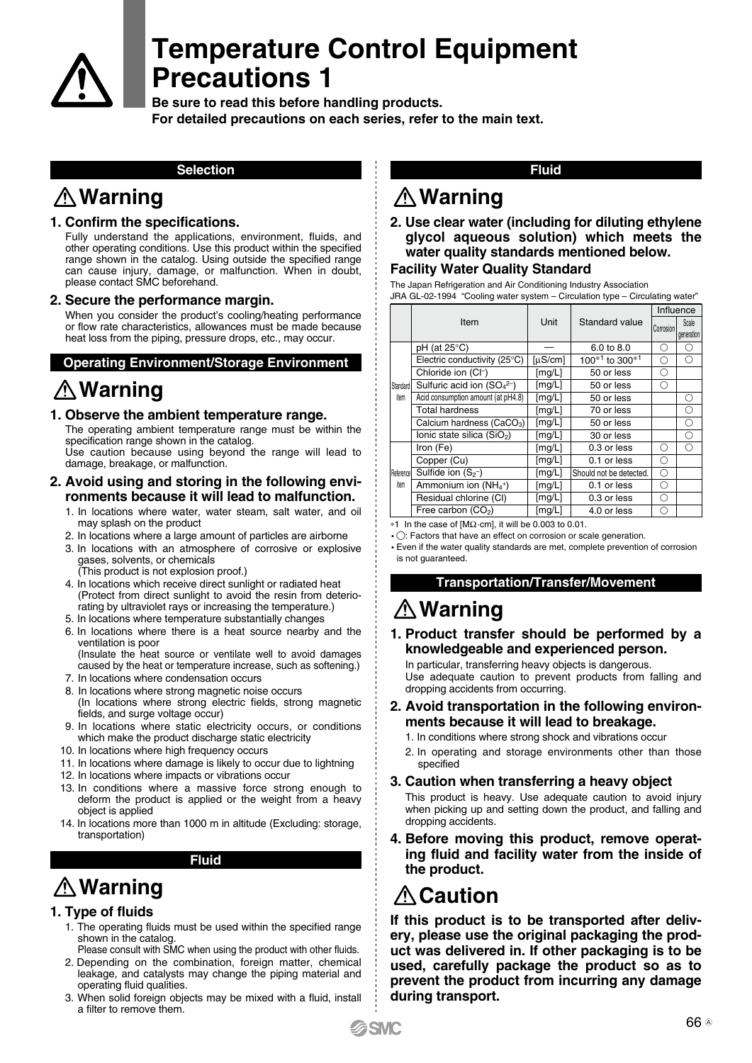# Temperature Control Equipment Precautions 1

**Be sure to read this before handling products.**
**For detailed precautions on each series, refer to the main text.**

## Selection

### ⚠ Warning

**1. Confirm the specifications.**

Fully understand the applications, environment, fluids, and other operating conditions. Use this product within the specified range shown in the catalog. Using outside the specified range can cause injury, damage, or malfunction. When in doubt, please contact SMC beforehand.

**2. Secure the performance margin.**

When you consider the product's cooling/heating performance or flow rate characteristics, allowances must be made because heat loss from the piping, pressure drops, etc., may occur.

## Operating Environment/Storage Environment

### ⚠ Warning

**1. Observe the ambient temperature range.**

The operating ambient temperature range must be within the specification range shown in the catalog.
Use caution because using beyond the range will lead to damage, breakage, or malfunction.

**2. Avoid using and storing in the following environments because it will lead to malfunction.**

1. In locations where water, water steam, salt water, and oil may splash on the product
2. In locations where a large amount of particles are airborne
3. In locations with an atmosphere of corrosive or explosive gases, solvents, or chemicals
   (This product is not explosion proof.)
4. In locations which receive direct sunlight or radiated heat
   (Protect from direct sunlight to avoid the resin from deteriorating by ultraviolet rays or increasing the temperature.)
5. In locations where temperature substantially changes
6. In locations where there is a heat source nearby and the ventilation is poor
   (Insulate the heat source or ventilate well to avoid damages caused by the heat or temperature increase, such as softening.)
7. In locations where condensation occurs
8. In locations where strong magnetic noise occurs
   (In locations where strong electric fields, strong magnetic fields, and surge voltage occur)
9. In locations where static electricity occurs, or conditions which make the product discharge static electricity
10. In locations where high frequency occurs
11. In locations where damage is likely to occur due to lightning
12. In locations where impacts or vibrations occur
13. In conditions where a massive force strong enough to deform the product is applied or the weight from a heavy object is applied
14. In locations more than 1000 m in altitude (Excluding: storage, transportation)

## Fluid

### ⚠ Warning

**1. Type of fluids**

1. The operating fluids must be used within the specified range shown in the catalog.
   Please consult with SMC when using the product with other fluids.
2. Depending on the combination, foreign matter, chemical leakage, and catalysts may change the piping material and operating fluid qualities.
3. When solid foreign objects may be mixed with a fluid, install a filter to remove them.

## Fluid

### ⚠ Warning

**2. Use clear water (including for diluting ethylene glycol aqueous solution) which meets the water quality standards mentioned below.**

**Facility Water Quality Standard**

The Japan Refrigeration and Air Conditioning Industry Association
JRA GL-02-1994 "Cooling water system – Circulation type – Circulating water"

| | Item | Unit | Standard value | Influence | |
|---|---|---|---|---|---|
| | | | | Corrosion | Scale generation |
| Standard item | pH (at 25°C) | — | 6.0 to 8.0 | ○ | ○ |
| | Electric conductivity (25°C) | [μS/cm] | 100*1 to 300*1 | ○ | ○ |
| | Chloride ion ($Cl^-$) | [mg/L] | 50 or less | ○ | |
| | Sulfuric acid ion ($SO_4^{2-}$) | [mg/L] | 50 or less | ○ | |
| | Acid consumption amount (at pH4.8) | [mg/L] | 50 or less | | ○ |
| | Total hardness | [mg/L] | 70 or less | | ○ |
| | Calcium hardness ($CaCO_3$) | [mg/L] | 50 or less | | ○ |
| | Ionic state silica ($SiO_2$) | [mg/L] | 30 or less | | ○ |
| Reference item | Iron (Fe) | [mg/L] | 0.3 or less | ○ | ○ |
| | Copper (Cu) | [mg/L] | 0.1 or less | ○ | |
| | Sulfide ion ($S_2^-$) | [mg/L] | Should not be detected. | ○ | |
| | Ammonium ion ($NH_4^+$) | [mg/L] | 0.1 or less | ○ | |
| | Residual chlorine (Cl) | [mg/L] | 0.3 or less | ○ | |
| | Free carbon ($CO_2$) | [mg/L] | 4.0 or less | ○ | |

*1 In the case of [MΩ·cm], it will be 0.003 to 0.01.
- ○: Factors that have an effect on corrosion or scale generation.
- Even if the water quality standards are met, complete prevention of corrosion is not guaranteed.

## Transportation/Transfer/Movement

### ⚠ Warning

**1. Product transfer should be performed by a knowledgeable and experienced person.**

In particular, transferring heavy objects is dangerous.
Use adequate caution to prevent products from falling and dropping accidents from occurring.

**2. Avoid transportation in the following environments because it will lead to breakage.**

1. In conditions where strong shock and vibrations occur
2. In operating and storage environments other than those specified

**3. Caution when transferring a heavy object**

This product is heavy. Use adequate caution to avoid injury when picking up and setting down the product, and falling and dropping accidents.

**4. Before moving this product, remove operating fluid and facility water from the inside of the product.**

### ⚠ Caution

**If this product is to be transported after delivery, please use the original packaging the product was delivered in. If other packaging is to be used, carefully package the product so as to prevent the product from incurring any damage during transport.**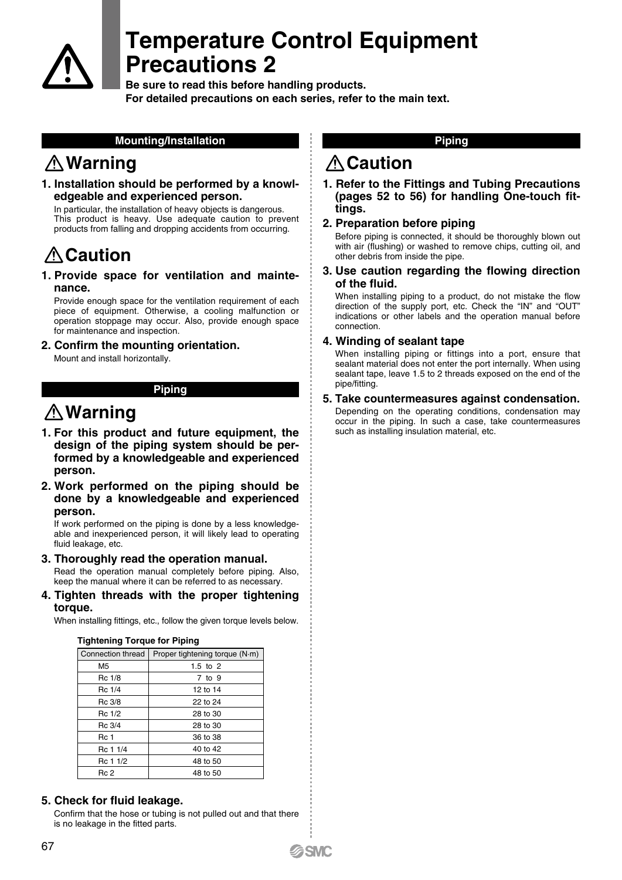# Temperature Control Equipment Precautions 2

**Be sure to read this before handling products.**
**For detailed precautions on each series, refer to the main text.**

## Mounting/Installation

### ⚠ Warning

**1. Installation should be performed by a knowledgeable and experienced person.**

In particular, the installation of heavy objects is dangerous. This product is heavy. Use adequate caution to prevent products from falling and dropping accidents from occurring.

### ⚠ Caution

**1. Provide space for ventilation and maintenance.**

Provide enough space for the ventilation requirement of each piece of equipment. Otherwise, a cooling malfunction or operation stoppage may occur. Also, provide enough space for maintenance and inspection.

**2. Confirm the mounting orientation.**

Mount and install horizontally.

## Piping

### ⚠ Warning

**1. For this product and future equipment, the design of the piping system should be performed by a knowledgeable and experienced person.**

**2. Work performed on the piping should be done by a knowledgeable and experienced person.**

If work performed on the piping is done by a less knowledgeable and inexperienced person, it will likely lead to operating fluid leakage, etc.

**3. Thoroughly read the operation manual.**

Read the operation manual completely before piping. Also, keep the manual where it can be referred to as necessary.

**4. Tighten threads with the proper tightening torque.**

When installing fittings, etc., follow the given torque levels below.

**Tightening Torque for Piping**

| Connection thread | Proper tightening torque (N·m) |
|---|---|
| M5 | 1.5 to 2 |
| Rc 1/8 | 7 to 9 |
| Rc 1/4 | 12 to 14 |
| Rc 3/8 | 22 to 24 |
| Rc 1/2 | 28 to 30 |
| Rc 3/4 | 28 to 30 |
| Rc 1 | 36 to 38 |
| Rc 1 1/4 | 40 to 42 |
| Rc 1 1/2 | 48 to 50 |
| Rc 2 | 48 to 50 |

**5. Check for fluid leakage.**

Confirm that the hose or tubing is not pulled out and that there is no leakage in the fitted parts.

## Piping

### ⚠ Caution

**1. Refer to the Fittings and Tubing Precautions (pages 52 to 56) for handling One-touch fittings.**

**2. Preparation before piping**

Before piping is connected, it should be thoroughly blown out with air (flushing) or washed to remove chips, cutting oil, and other debris from inside the pipe.

**3. Use caution regarding the flowing direction of the fluid.**

When installing piping to a product, do not mistake the flow direction of the supply port, etc. Check the "IN" and "OUT" indications or other labels and the operation manual before connection.

**4. Winding of sealant tape**

When installing piping or fittings into a port, ensure that sealant material does not enter the port internally. When using sealant tape, leave 1.5 to 2 threads exposed on the end of the pipe/fitting.

**5. Take countermeasures against condensation.**

Depending on the operating conditions, condensation may occur in the piping. In such a case, take countermeasures such as installing insulation material, etc.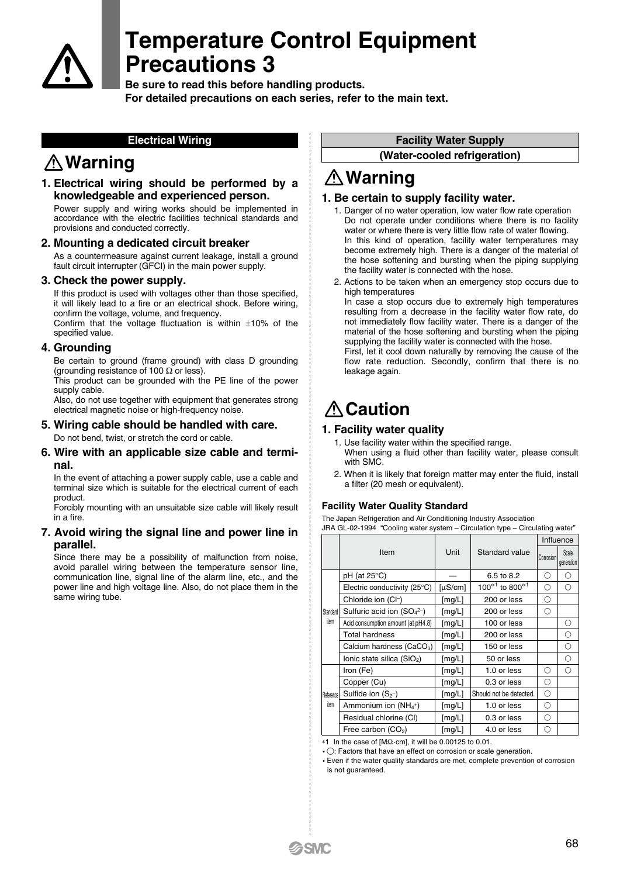// 

# Temperature Control Equipment Precautions 3

**Be sure to read this before handling products.**
**For detailed precautions on each series, refer to the main text.**

## Electrical Wiring

## ⚠ Warning

### 1. Electrical wiring should be performed by a knowledgeable and experienced person.

Power supply and wiring works should be implemented in accordance with the electric facilities technical standards and provisions and conducted correctly.

### 2. Mounting a dedicated circuit breaker

As a countermeasure against current leakage, install a ground fault circuit interrupter (GFCI) in the main power supply.

### 3. Check the power supply.

If this product is used with voltages other than those specified, it will likely lead to a fire or an electrical shock. Before wiring, confirm the voltage, volume, and frequency.
Confirm that the voltage fluctuation is within ±10% of the specified value.

### 4. Grounding

Be certain to ground (frame ground) with class D grounding (grounding resistance of 100 Ω or less).
This product can be grounded with the PE line of the power supply cable.
Also, do not use together with equipment that generates strong electrical magnetic noise or high-frequency noise.

### 5. Wiring cable should be handled with care.

Do not bend, twist, or stretch the cord or cable.

### 6. Wire with an applicable size cable and terminal.

In the event of attaching a power supply cable, use a cable and terminal size which is suitable for the electrical current of each product.
Forcibly mounting with an unsuitable size cable will likely result in a fire.

### 7. Avoid wiring the signal line and power line in parallel.

Since there may be a possibility of malfunction from noise, avoid parallel wiring between the temperature sensor line, communication line, signal line of the alarm line, etc., and the power line and high voltage line. Also, do not place them in the same wiring tube.

## Facility Water Supply (Water-cooled refrigeration)

## ⚠ Warning

### 1. Be certain to supply facility water.

1. Danger of no water operation, low water flow rate operation
   Do not operate under conditions where there is no facility water or where there is very little flow rate of water flowing.
   In this kind of operation, facility water temperatures may become extremely high. There is a danger of the material of the hose softening and bursting when the piping supplying the facility water is connected with the hose.
2. Actions to be taken when an emergency stop occurs due to high temperatures
   In case a stop occurs due to extremely high temperatures resulting from a decrease in the facility water flow rate, do not immediately flow facility water. There is a danger of the material of the hose softening and bursting when the piping supplying the facility water is connected with the hose.
   First, let it cool down naturally by removing the cause of the flow rate reduction. Secondly, confirm that there is no leakage again.

## ⚠ Caution

### 1. Facility water quality

1. Use facility water within the specified range.
   When using a fluid other than facility water, please consult with SMC.
2. When it is likely that foreign matter may enter the fluid, install a filter (20 mesh or equivalent).

#### Facility Water Quality Standard

The Japan Refrigeration and Air Conditioning Industry Association
JRA GL-02-1994 "Cooling water system – Circulation type – Circulating water"

| | Item | Unit | Standard value | Influence | |
|---|---|---|---|---|---|
| | | | | Corrosion | Scale generation |
| Standard item | pH (at 25°C) | — | 6.5 to 8.2 | ○ | ○ |
| | Electric conductivity (25°C) | [μS/cm] | 100*1 to 800*1 | ○ | ○ |
| | Chloride ion ($Cl^-$) | [mg/L] | 200 or less | ○ | |
| | Sulfuric acid ion ($SO_4^{2-}$) | [mg/L] | 200 or less | ○ | |
| | Acid consumption amount (at pH4.8) | [mg/L] | 100 or less | | ○ |
| | Total hardness | [mg/L] | 200 or less | | ○ |
| | Calcium hardness ($CaCO_3$) | [mg/L] | 150 or less | | ○ |
| | Ionic state silica ($SiO_2$) | [mg/L] | 50 or less | | ○ |
| Reference item | Iron (Fe) | [mg/L] | 1.0 or less | ○ | ○ |
| | Copper (Cu) | [mg/L] | 0.3 or less | ○ | |
| | Sulfide ion ($S_2^-$) | [mg/L] | Should not be detected. | ○ | |
| | Ammonium ion ($NH_4^+$) | [mg/L] | 1.0 or less | ○ | |
| | Residual chlorine (Cl) | [mg/L] | 0.3 or less | ○ | |
| | Free carbon ($CO_2$) | [mg/L] | 4.0 or less | ○ | |

*1 In the case of [MΩ·cm], it will be 0.00125 to 0.01.

- ○: Factors that have an effect on corrosion or scale generation.
- Even if the water quality standards are met, complete prevention of corrosion is not guaranteed.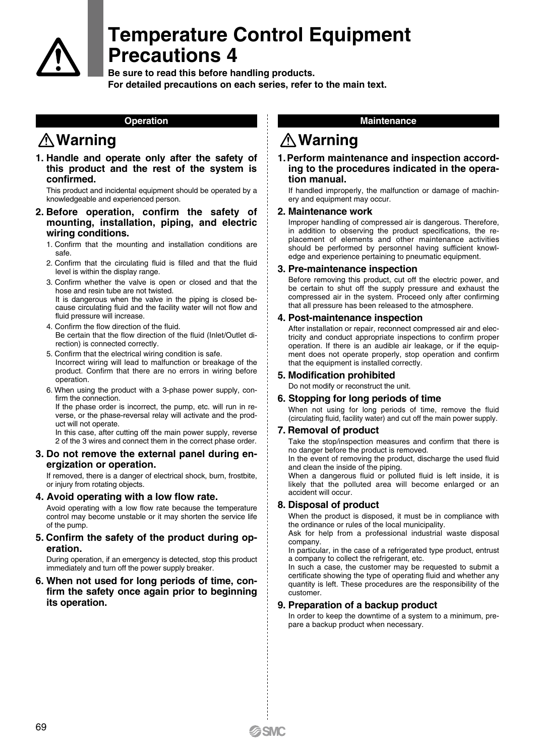# Temperature Control Equipment Precautions 4

**Be sure to read this before handling products.**
**For detailed precautions on each series, refer to the main text.**

## Operation

### ⚠ Warning

**1. Handle and operate only after the safety of this product and the rest of the system is confirmed.**

This product and incidental equipment should be operated by a knowledgeable and experienced person.

**2. Before operation, confirm the safety of mounting, installation, piping, and electric wiring conditions.**

1. Confirm that the mounting and installation conditions are safe.
2. Confirm that the circulating fluid is filled and that the fluid level is within the display range.
3. Confirm whether the valve is open or closed and that the hose and resin tube are not twisted.
   It is dangerous when the valve in the piping is closed because circulating fluid and the facility water will not flow and fluid pressure will increase.
4. Confirm the flow direction of the fluid.
   Be certain that the flow direction of the fluid (Inlet/Outlet direction) is connected correctly.
5. Confirm that the electrical wiring condition is safe.
   Incorrect wiring will lead to malfunction or breakage of the product. Confirm that there are no errors in wiring before operation.
6. When using the product with a 3-phase power supply, confirm the connection.
   If the phase order is incorrect, the pump, etc. will run in reverse, or the phase-reversal relay will activate and the product will not operate.
   In this case, after cutting off the main power supply, reverse 2 of the 3 wires and connect them in the correct phase order.

**3. Do not remove the external panel during energization or operation.**

If removed, there is a danger of electrical shock, burn, frostbite, or injury from rotating objects.

**4. Avoid operating with a low flow rate.**

Avoid operating with a low flow rate because the temperature control may become unstable or it may shorten the service life of the pump.

**5. Confirm the safety of the product during operation.**

During operation, if an emergency is detected, stop this product immediately and turn off the power supply breaker.

**6. When not used for long periods of time, confirm the safety once again prior to beginning its operation.**

## Maintenance

### ⚠ Warning

**1. Perform maintenance and inspection according to the procedures indicated in the operation manual.**

If handled improperly, the malfunction or damage of machinery and equipment may occur.

**2. Maintenance work**

Improper handling of compressed air is dangerous. Therefore, in addition to observing the product specifications, the replacement of elements and other maintenance activities should be performed by personnel having sufficient knowledge and experience pertaining to pneumatic equipment.

**3. Pre-maintenance inspection**

Before removing this product, cut off the electric power, and be certain to shut off the supply pressure and exhaust the compressed air in the system. Proceed only after confirming that all pressure has been released to the atmosphere.

**4. Post-maintenance inspection**

After installation or repair, reconnect compressed air and electricity and conduct appropriate inspections to confirm proper operation. If there is an audible air leakage, or if the equipment does not operate properly, stop operation and confirm that the equipment is installed correctly.

**5. Modification prohibited**

Do not modify or reconstruct the unit.

**6. Stopping for long periods of time**

When not using for long periods of time, remove the fluid (circulating fluid, facility water) and cut off the main power supply.

**7. Removal of product**

Take the stop/inspection measures and confirm that there is no danger before the product is removed.
In the event of removing the product, discharge the used fluid and clean the inside of the piping.
When a dangerous fluid or polluted fluid is left inside, it is likely that the polluted area will become enlarged or an accident will occur.

**8. Disposal of product**

When the product is disposed, it must be in compliance with the ordinance or rules of the local municipality.
Ask for help from a professional industrial waste disposal company.
In particular, in the case of a refrigerated type product, entrust a company to collect the refrigerant, etc.
In such a case, the customer may be requested to submit a certificate showing the type of operating fluid and whether any quantity is left. These procedures are the responsibility of the customer.

**9. Preparation of a backup product**

In order to keep the downtime of a system to a minimum, prepare a backup product when necessary.